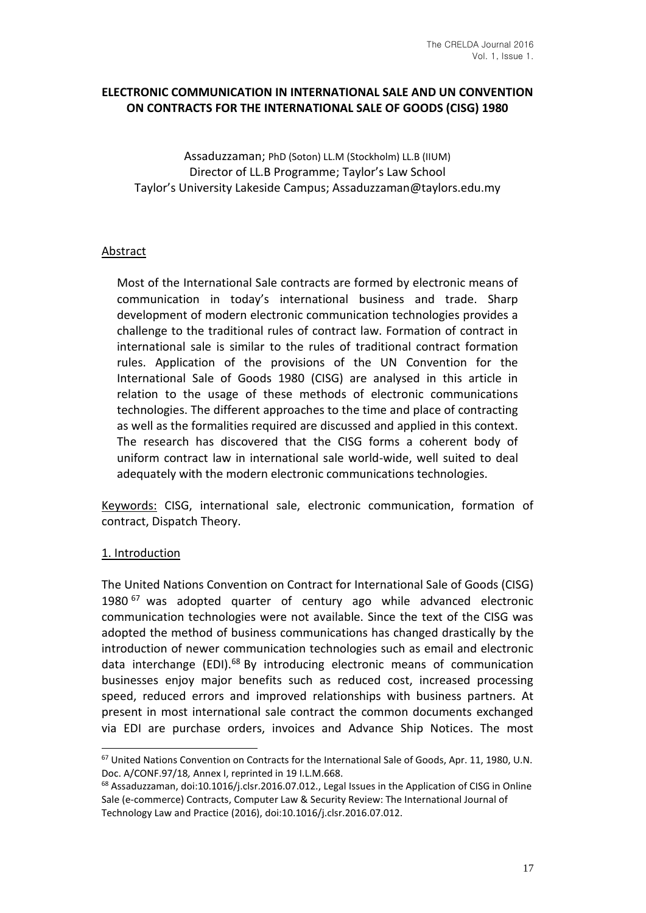# ELECTRONIC COMMUNICATION IN INTERNATIONAL SALE AND UN CONVENTION ON CONTRACTS FOR THE INTERNATIONAL SALE OF GOODS (CISG) 1980

Assaduzzaman; PhD (Soton) LL.M (Stockholm) LL.B (IIUM)
Director of LL.B Programme; Taylor's Law School
Taylor's University Lakeside Campus; Assaduzzaman@taylors.edu.my

## Abstract

Most of the International Sale contracts are formed by electronic means of communication in today's international business and trade. Sharp development of modern electronic communication technologies provides a challenge to the traditional rules of contract law. Formation of contract in international sale is similar to the rules of traditional contract formation rules. Application of the provisions of the UN Convention for the International Sale of Goods 1980 (CISG) are analysed in this article in relation to the usage of these methods of electronic communications technologies. The different approaches to the time and place of contracting as well as the formalities required are discussed and applied in this context. The research has discovered that the CISG forms a coherent body of uniform contract law in international sale world-wide, well suited to deal adequately with the modern electronic communications technologies.

Keywords: CISG, international sale, electronic communication, formation of contract, Dispatch Theory.

## 1. Introduction

The United Nations Convention on Contract for International Sale of Goods (CISG) 1980 [67] was adopted quarter of century ago while advanced electronic communication technologies were not available. Since the text of the CISG was adopted the method of business communications has changed drastically by the introduction of newer communication technologies such as email and electronic data interchange (EDI).[68] By introducing electronic means of communication businesses enjoy major benefits such as reduced cost, increased processing speed, reduced errors and improved relationships with business partners. At present in most international sale contract the common documents exchanged via EDI are purchase orders, invoices and Advance Ship Notices. The most

---

[67] United Nations Convention on Contracts for the International Sale of Goods, Apr. 11, 1980, U.N. Doc. A/CONF.97/18, Annex I, reprinted in 19 I.L.M.668.

[68] Assaduzzaman, doi:10.1016/j.clsr.2016.07.012., Legal Issues in the Application of CISG in Online Sale (e-commerce) Contracts, Computer Law & Security Review: The International Journal of Technology Law and Practice (2016), doi:10.1016/j.clsr.2016.07.012.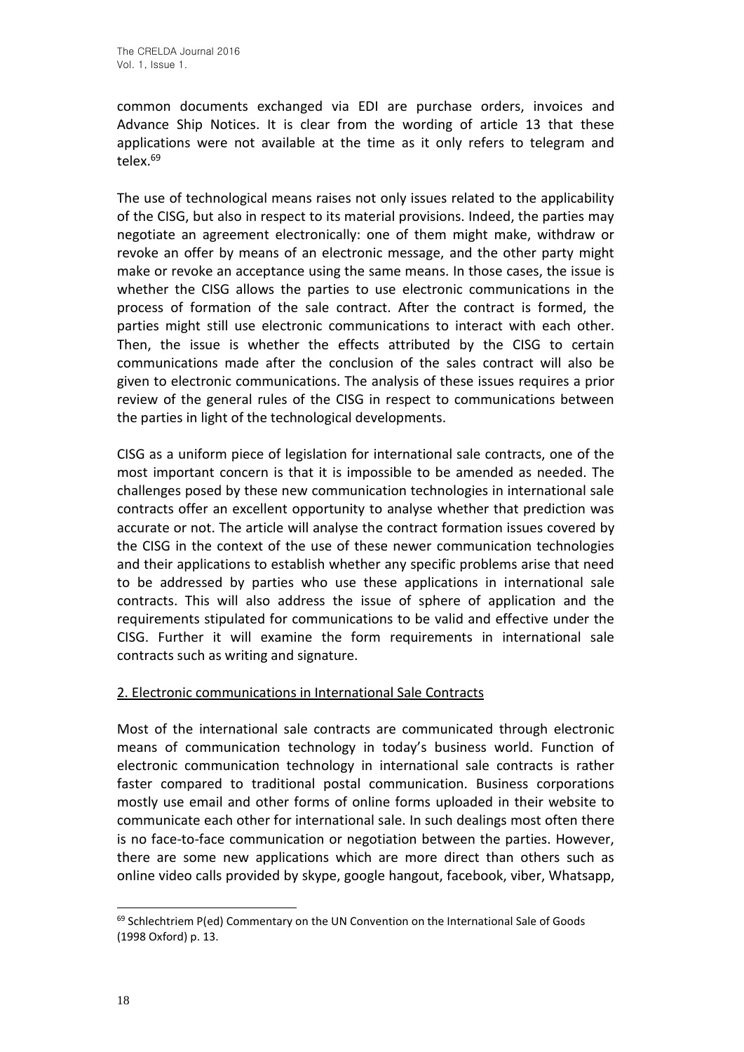common documents exchanged via EDI are purchase orders, invoices and Advance Ship Notices. It is clear from the wording of article 13 that these applications were not available at the time as it only refers to telegram and telex.[69]

The use of technological means raises not only issues related to the applicability of the CISG, but also in respect to its material provisions. Indeed, the parties may negotiate an agreement electronically: one of them might make, withdraw or revoke an offer by means of an electronic message, and the other party might make or revoke an acceptance using the same means. In those cases, the issue is whether the CISG allows the parties to use electronic communications in the process of formation of the sale contract. After the contract is formed, the parties might still use electronic communications to interact with each other. Then, the issue is whether the effects attributed by the CISG to certain communications made after the conclusion of the sales contract will also be given to electronic communications. The analysis of these issues requires a prior review of the general rules of the CISG in respect to communications between the parties in light of the technological developments.

CISG as a uniform piece of legislation for international sale contracts, one of the most important concern is that it is impossible to be amended as needed. The challenges posed by these new communication technologies in international sale contracts offer an excellent opportunity to analyse whether that prediction was accurate or not. The article will analyse the contract formation issues covered by the CISG in the context of the use of these newer communication technologies and their applications to establish whether any specific problems arise that need to be addressed by parties who use these applications in international sale contracts. This will also address the issue of sphere of application and the requirements stipulated for communications to be valid and effective under the CISG. Further it will examine the form requirements in international sale contracts such as writing and signature.

## 2. Electronic communications in International Sale Contracts

Most of the international sale contracts are communicated through electronic means of communication technology in today's business world. Function of electronic communication technology in international sale contracts is rather faster compared to traditional postal communication. Business corporations mostly use email and other forms of online forms uploaded in their website to communicate each other for international sale. In such dealings most often there is no face-to-face communication or negotiation between the parties. However, there are some new applications which are more direct than others such as online video calls provided by skype, google hangout, facebook, viber, Whatsapp,

---

[69] Schlechtriem P(ed) Commentary on the UN Convention on the International Sale of Goods (1998 Oxford) p. 13.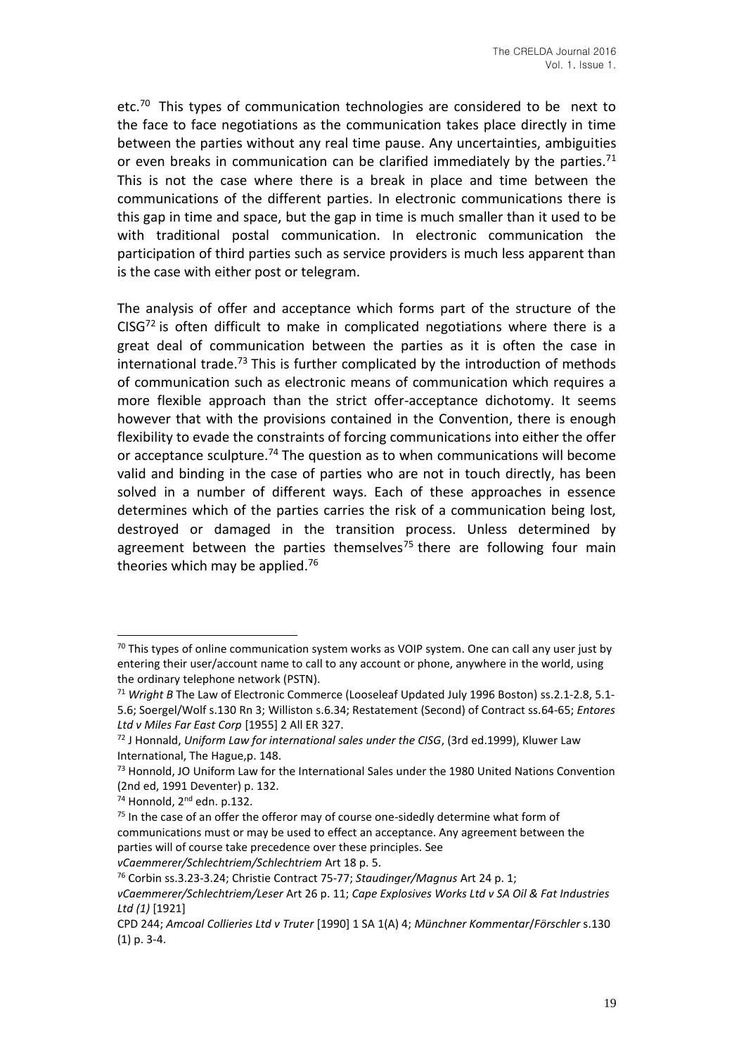etc.[70] This types of communication technologies are considered to be next to the face to face negotiations as the communication takes place directly in time between the parties without any real time pause. Any uncertainties, ambiguities or even breaks in communication can be clarified immediately by the parties.[71] This is not the case where there is a break in place and time between the communications of the different parties. In electronic communications there is this gap in time and space, but the gap in time is much smaller than it used to be with traditional postal communication. In electronic communication the participation of third parties such as service providers is much less apparent than is the case with either post or telegram.

The analysis of offer and acceptance which forms part of the structure of the CISG[72] is often difficult to make in complicated negotiations where there is a great deal of communication between the parties as it is often the case in international trade.[73] This is further complicated by the introduction of methods of communication such as electronic means of communication which requires a more flexible approach than the strict offer-acceptance dichotomy. It seems however that with the provisions contained in the Convention, there is enough flexibility to evade the constraints of forcing communications into either the offer or acceptance sculpture.[74] The question as to when communications will become valid and binding in the case of parties who are not in touch directly, has been solved in a number of different ways. Each of these approaches in essence determines which of the parties carries the risk of a communication being lost, destroyed or damaged in the transition process. Unless determined by agreement between the parties themselves[75] there are following four main theories which may be applied.[76]

---

[70] This types of online communication system works as VOIP system. One can call any user just by entering their user/account name to call to any account or phone, anywhere in the world, using the ordinary telephone network (PSTN).

[71] *Wright B* The Law of Electronic Commerce (Looseleaf Updated July 1996 Boston) ss.2.1-2.8, 5.1-5.6; Soergel/Wolf s.130 Rn 3; Williston s.6.34; Restatement (Second) of Contract ss.64-65; *Entores Ltd v Miles Far East Corp* [1955] 2 All ER 327.

[72] J Honnald, *Uniform Law for international sales under the CISG*, (3rd ed.1999), Kluwer Law International, The Hague,p. 148.

[73] Honnold, JO Uniform Law for the International Sales under the 1980 United Nations Convention (2nd ed, 1991 Deventer) p. 132.

[74] Honnold, 2nd edn. p.132.

[75] In the case of an offer the offeror may of course one-sidedly determine what form of communications must or may be used to effect an acceptance. Any agreement between the parties will of course take precedence over these principles. See *vCaemmerer/Schlechtriem/Schlechtriem* Art 18 p. 5.

[76] Corbin ss.3.23-3.24; Christie Contract 75-77; *Staudinger/Magnus* Art 24 p. 1; *vCaemmerer/Schlechtriem/Leser* Art 26 p. 11; *Cape Explosives Works Ltd v SA Oil & Fat Industries Ltd (1)* [1921] CPD 244; *Amcoal Collieries Ltd v Truter* [1990] 1 SA 1(A) 4; *Münchner Kommentar/Förschler* s.130 (1) p. 3-4.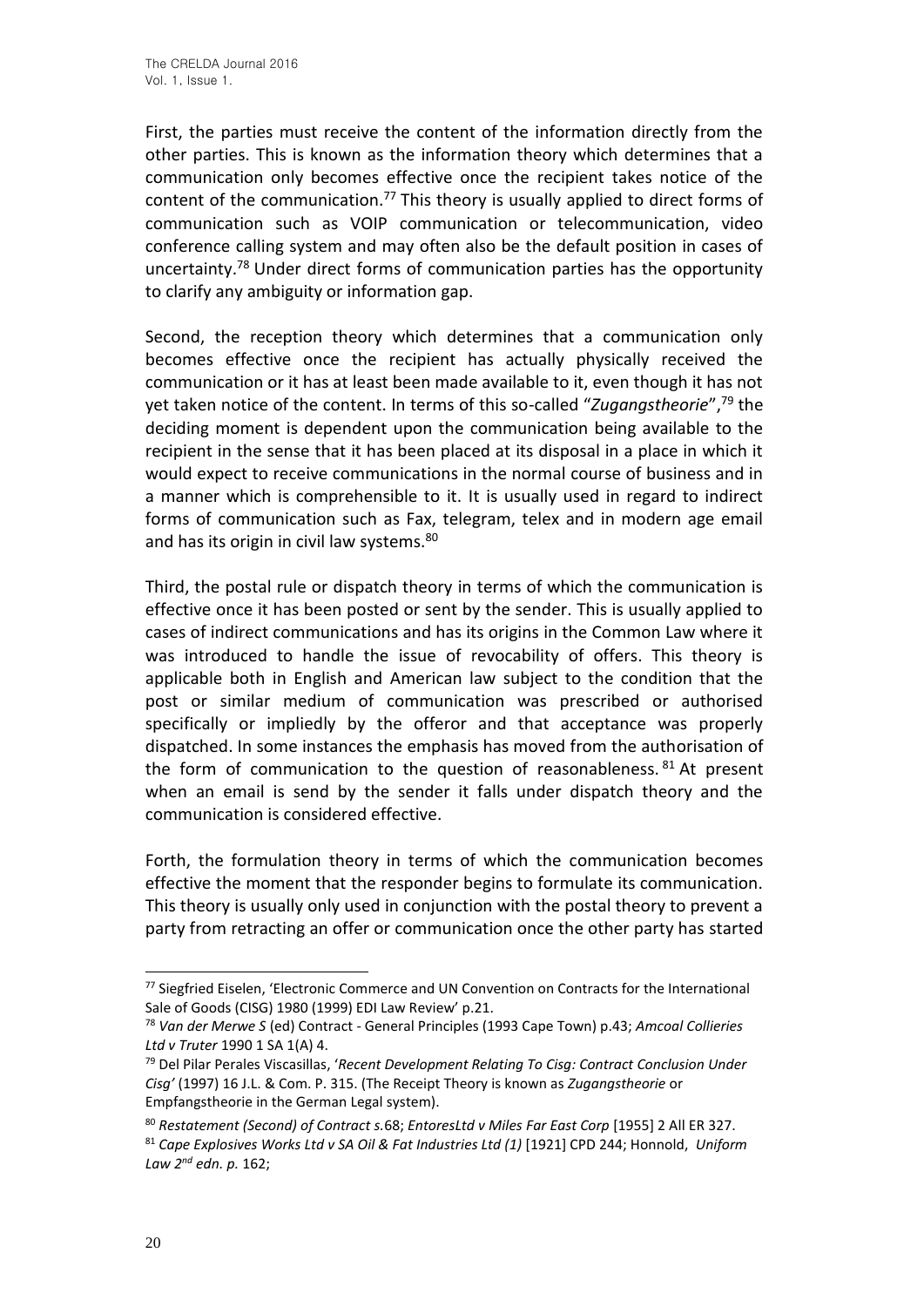First, the parties must receive the content of the information directly from the other parties. This is known as the information theory which determines that a communication only becomes effective once the recipient takes notice of the content of the communication.[77] This theory is usually applied to direct forms of communication such as VOIP communication or telecommunication, video conference calling system and may often also be the default position in cases of uncertainty.[78] Under direct forms of communication parties has the opportunity to clarify any ambiguity or information gap.

Second, the reception theory which determines that a communication only becomes effective once the recipient has actually physically received the communication or it has at least been made available to it, even though it has not yet taken notice of the content. In terms of this so-called "*Zugangstheorie*",[79] the deciding moment is dependent upon the communication being available to the recipient in the sense that it has been placed at its disposal in a place in which it would expect to receive communications in the normal course of business and in a manner which is comprehensible to it. It is usually used in regard to indirect forms of communication such as Fax, telegram, telex and in modern age email and has its origin in civil law systems.[80]

Third, the postal rule or dispatch theory in terms of which the communication is effective once it has been posted or sent by the sender. This is usually applied to cases of indirect communications and has its origins in the Common Law where it was introduced to handle the issue of revocability of offers. This theory is applicable both in English and American law subject to the condition that the post or similar medium of communication was prescribed or authorised specifically or impliedly by the offeror and that acceptance was properly dispatched. In some instances the emphasis has moved from the authorisation of the form of communication to the question of reasonableness.[81] At present when an email is send by the sender it falls under dispatch theory and the communication is considered effective.

Forth, the formulation theory in terms of which the communication becomes effective the moment that the responder begins to formulate its communication. This theory is usually only used in conjunction with the postal theory to prevent a party from retracting an offer or communication once the other party has started

---

[77] Siegfried Eiselen, 'Electronic Commerce and UN Convention on Contracts for the International Sale of Goods (CISG) 1980 (1999) EDI Law Review' p.21.

[78] *Van der Merwe S* (ed) Contract - General Principles (1993 Cape Town) p.43; *Amcoal Collieries Ltd v Truter* 1990 1 SA 1(A) 4.

[79] Del Pilar Perales Viscasillas, '*Recent Development Relating To Cisg: Contract Conclusion Under Cisg'* (1997) 16 J.L. & Com. P. 315. (The Receipt Theory is known as *Zugangstheorie* or Empfangstheorie in the German Legal system).

[80] *Restatement (Second) of Contract s.*68; *EntoresLtd v Miles Far East Corp* [1955] 2 All ER 327.

[81] *Cape Explosives Works Ltd v SA Oil & Fat Industries Ltd (1)* [1921] CPD 244; Honnold, *Uniform Law 2nd edn. p.* 162;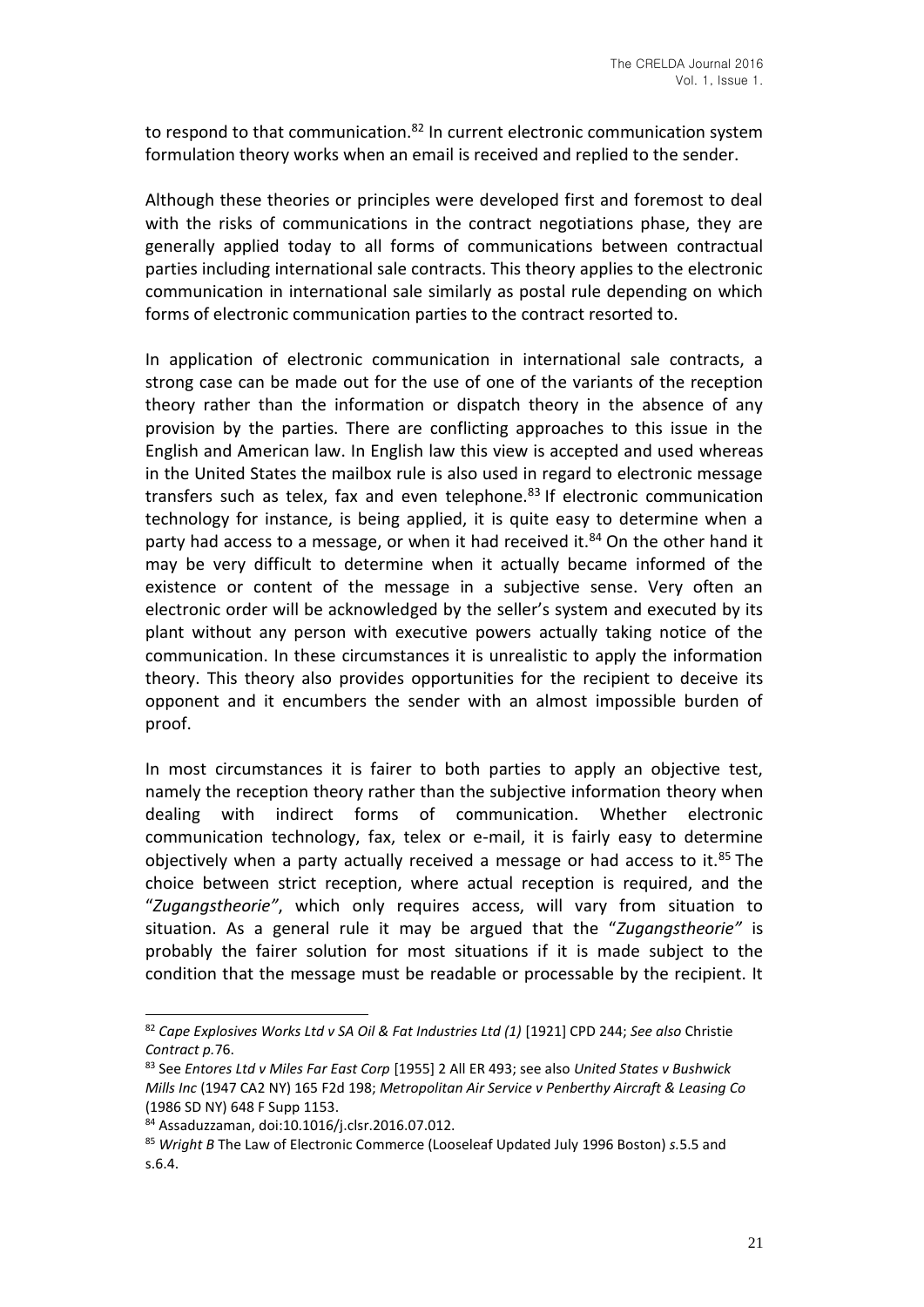to respond to that communication.[82] In current electronic communication system formulation theory works when an email is received and replied to the sender.

Although these theories or principles were developed first and foremost to deal with the risks of communications in the contract negotiations phase, they are generally applied today to all forms of communications between contractual parties including international sale contracts. This theory applies to the electronic communication in international sale similarly as postal rule depending on which forms of electronic communication parties to the contract resorted to.

In application of electronic communication in international sale contracts, a strong case can be made out for the use of one of the variants of the reception theory rather than the information or dispatch theory in the absence of any provision by the parties. There are conflicting approaches to this issue in the English and American law. In English law this view is accepted and used whereas in the United States the mailbox rule is also used in regard to electronic message transfers such as telex, fax and even telephone.[83] If electronic communication technology for instance, is being applied, it is quite easy to determine when a party had access to a message, or when it had received it.[84] On the other hand it may be very difficult to determine when it actually became informed of the existence or content of the message in a subjective sense. Very often an electronic order will be acknowledged by the seller's system and executed by its plant without any person with executive powers actually taking notice of the communication. In these circumstances it is unrealistic to apply the information theory. This theory also provides opportunities for the recipient to deceive its opponent and it encumbers the sender with an almost impossible burden of proof.

In most circumstances it is fairer to both parties to apply an objective test, namely the reception theory rather than the subjective information theory when dealing with indirect forms of communication. Whether electronic communication technology, fax, telex or e-mail, it is fairly easy to determine objectively when a party actually received a message or had access to it.[85] The choice between strict reception, where actual reception is required, and the "*Zugangstheorie"*, which only requires access, will vary from situation to situation. As a general rule it may be argued that the "*Zugangstheorie"* is probably the fairer solution for most situations if it is made subject to the condition that the message must be readable or processable by the recipient. It

---

[82] *Cape Explosives Works Ltd v SA Oil & Fat Industries Ltd (1)* [1921] CPD 244; *See also* Christie *Contract p.*76.

[83] See *Entores Ltd v Miles Far East Corp* [1955] 2 All ER 493; see also *United States v Bushwick Mills Inc* (1947 CA2 NY) 165 F2d 198; *Metropolitan Air Service v Penberthy Aircraft & Leasing Co* (1986 SD NY) 648 F Supp 1153.

[84] Assaduzzaman, doi:10.1016/j.clsr.2016.07.012.

[85] *Wright B* The Law of Electronic Commerce (Looseleaf Updated July 1996 Boston) *s.*5.5 and s.6.4.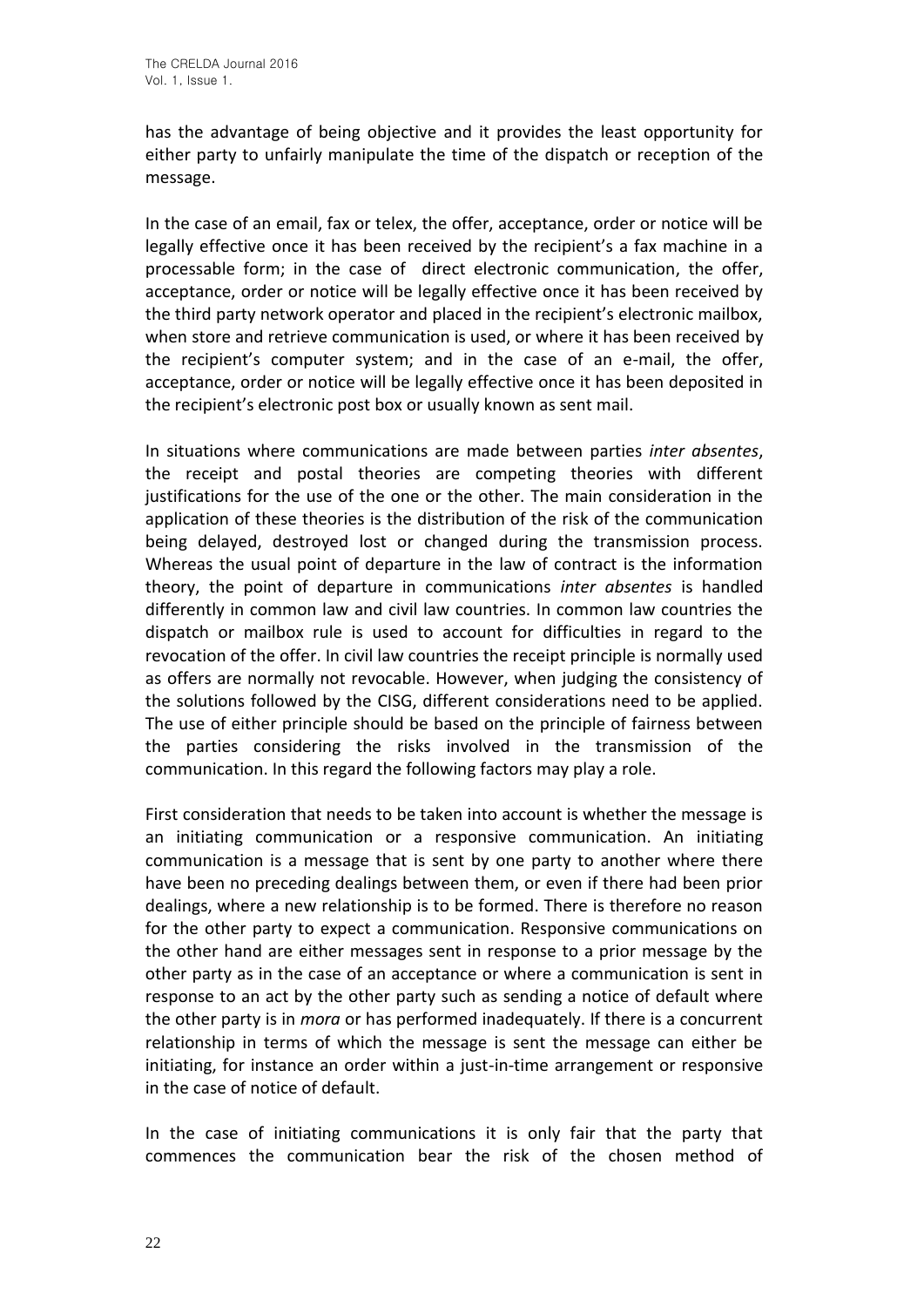has the advantage of being objective and it provides the least opportunity for either party to unfairly manipulate the time of the dispatch or reception of the message.

In the case of an email, fax or telex, the offer, acceptance, order or notice will be legally effective once it has been received by the recipient's a fax machine in a processable form; in the case of direct electronic communication, the offer, acceptance, order or notice will be legally effective once it has been received by the third party network operator and placed in the recipient's electronic mailbox, when store and retrieve communication is used, or where it has been received by the recipient's computer system; and in the case of an e-mail, the offer, acceptance, order or notice will be legally effective once it has been deposited in the recipient's electronic post box or usually known as sent mail.

In situations where communications are made between parties *inter absentes*, the receipt and postal theories are competing theories with different justifications for the use of the one or the other. The main consideration in the application of these theories is the distribution of the risk of the communication being delayed, destroyed lost or changed during the transmission process. Whereas the usual point of departure in the law of contract is the information theory, the point of departure in communications *inter absentes* is handled differently in common law and civil law countries. In common law countries the dispatch or mailbox rule is used to account for difficulties in regard to the revocation of the offer. In civil law countries the receipt principle is normally used as offers are normally not revocable. However, when judging the consistency of the solutions followed by the CISG, different considerations need to be applied. The use of either principle should be based on the principle of fairness between the parties considering the risks involved in the transmission of the communication. In this regard the following factors may play a role.

First consideration that needs to be taken into account is whether the message is an initiating communication or a responsive communication. An initiating communication is a message that is sent by one party to another where there have been no preceding dealings between them, or even if there had been prior dealings, where a new relationship is to be formed. There is therefore no reason for the other party to expect a communication. Responsive communications on the other hand are either messages sent in response to a prior message by the other party as in the case of an acceptance or where a communication is sent in response to an act by the other party such as sending a notice of default where the other party is in *mora* or has performed inadequately. If there is a concurrent relationship in terms of which the message is sent the message can either be initiating, for instance an order within a just-in-time arrangement or responsive in the case of notice of default.

In the case of initiating communications it is only fair that the party that commences the communication bear the risk of the chosen method of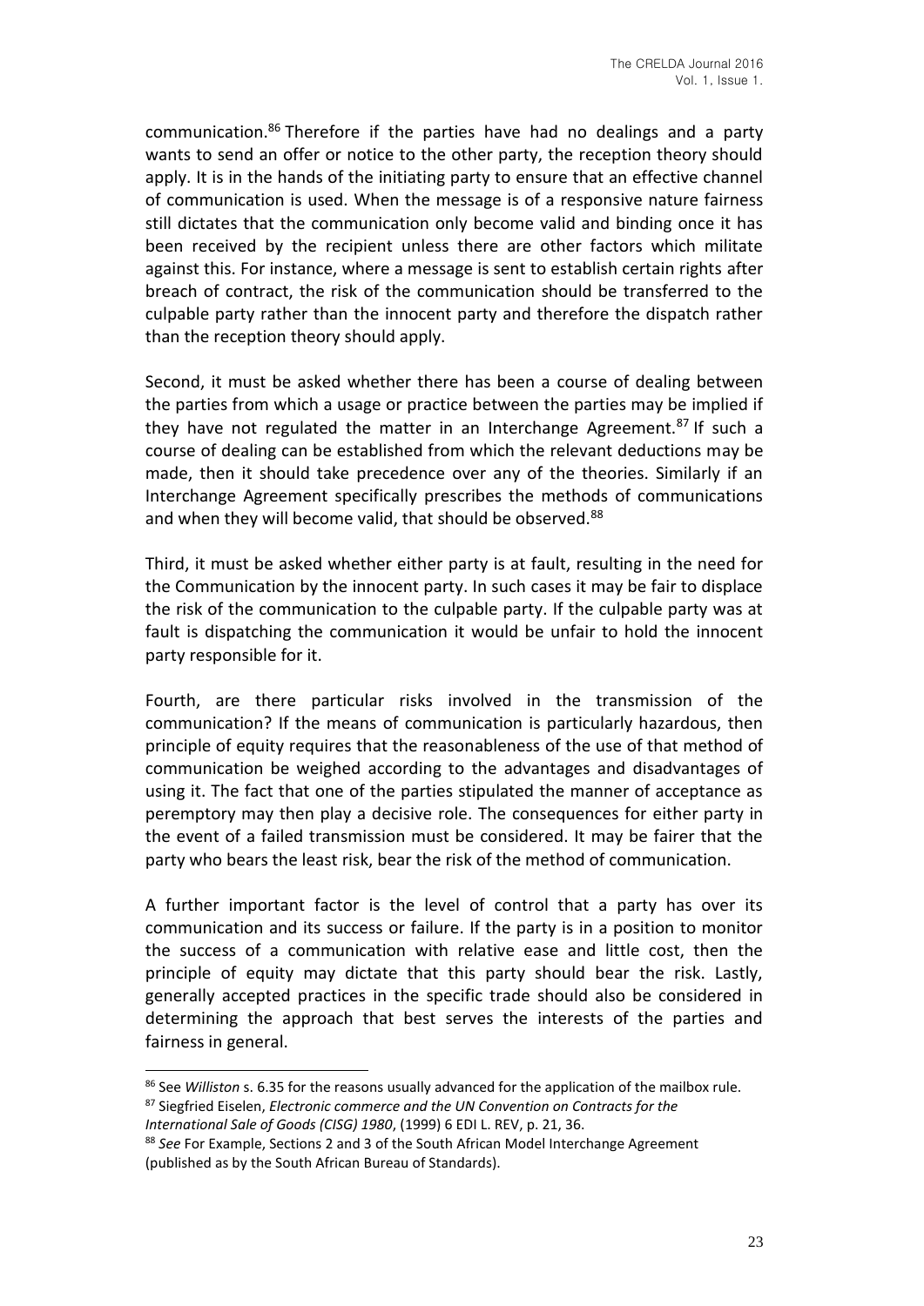communication.[86] Therefore if the parties have had no dealings and a party wants to send an offer or notice to the other party, the reception theory should apply. It is in the hands of the initiating party to ensure that an effective channel of communication is used. When the message is of a responsive nature fairness still dictates that the communication only become valid and binding once it has been received by the recipient unless there are other factors which militate against this. For instance, where a message is sent to establish certain rights after breach of contract, the risk of the communication should be transferred to the culpable party rather than the innocent party and therefore the dispatch rather than the reception theory should apply.

Second, it must be asked whether there has been a course of dealing between the parties from which a usage or practice between the parties may be implied if they have not regulated the matter in an Interchange Agreement.[87] If such a course of dealing can be established from which the relevant deductions may be made, then it should take precedence over any of the theories. Similarly if an Interchange Agreement specifically prescribes the methods of communications and when they will become valid, that should be observed.[88]

Third, it must be asked whether either party is at fault, resulting in the need for the Communication by the innocent party. In such cases it may be fair to displace the risk of the communication to the culpable party. If the culpable party was at fault is dispatching the communication it would be unfair to hold the innocent party responsible for it.

Fourth, are there particular risks involved in the transmission of the communication? If the means of communication is particularly hazardous, then principle of equity requires that the reasonableness of the use of that method of communication be weighed according to the advantages and disadvantages of using it. The fact that one of the parties stipulated the manner of acceptance as peremptory may then play a decisive role. The consequences for either party in the event of a failed transmission must be considered. It may be fairer that the party who bears the least risk, bear the risk of the method of communication.

A further important factor is the level of control that a party has over its communication and its success or failure. If the party is in a position to monitor the success of a communication with relative ease and little cost, then the principle of equity may dictate that this party should bear the risk. Lastly, generally accepted practices in the specific trade should also be considered in determining the approach that best serves the interests of the parties and fairness in general.

---

[86] See *Williston* s. 6.35 for the reasons usually advanced for the application of the mailbox rule.

[87] Siegfried Eiselen, *Electronic commerce and the UN Convention on Contracts for the International Sale of Goods (CISG) 1980*, (1999) 6 EDI L. REV, p. 21, 36.

[88] *See* For Example, Sections 2 and 3 of the South African Model Interchange Agreement (published as by the South African Bureau of Standards).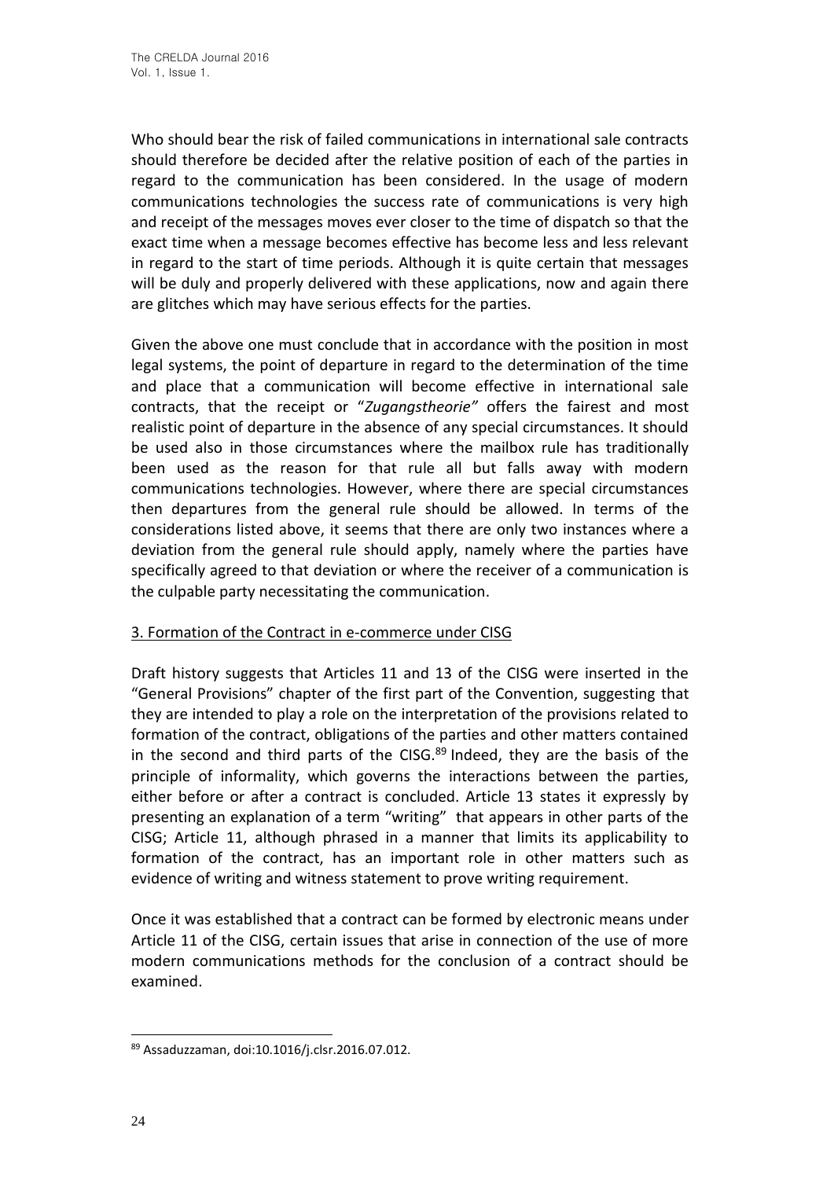Who should bear the risk of failed communications in international sale contracts should therefore be decided after the relative position of each of the parties in regard to the communication has been considered. In the usage of modern communications technologies the success rate of communications is very high and receipt of the messages moves ever closer to the time of dispatch so that the exact time when a message becomes effective has become less and less relevant in regard to the start of time periods. Although it is quite certain that messages will be duly and properly delivered with these applications, now and again there are glitches which may have serious effects for the parties.

Given the above one must conclude that in accordance with the position in most legal systems, the point of departure in regard to the determination of the time and place that a communication will become effective in international sale contracts, that the receipt or "*Zugangstheorie"* offers the fairest and most realistic point of departure in the absence of any special circumstances. It should be used also in those circumstances where the mailbox rule has traditionally been used as the reason for that rule all but falls away with modern communications technologies. However, where there are special circumstances then departures from the general rule should be allowed. In terms of the considerations listed above, it seems that there are only two instances where a deviation from the general rule should apply, namely where the parties have specifically agreed to that deviation or where the receiver of a communication is the culpable party necessitating the communication.

## 3. Formation of the Contract in e-commerce under CISG

Draft history suggests that Articles 11 and 13 of the CISG were inserted in the "General Provisions" chapter of the first part of the Convention, suggesting that they are intended to play a role on the interpretation of the provisions related to formation of the contract, obligations of the parties and other matters contained in the second and third parts of the CISG.[89] Indeed, they are the basis of the principle of informality, which governs the interactions between the parties, either before or after a contract is concluded. Article 13 states it expressly by presenting an explanation of a term "writing" that appears in other parts of the CISG; Article 11, although phrased in a manner that limits its applicability to formation of the contract, has an important role in other matters such as evidence of writing and witness statement to prove writing requirement.

Once it was established that a contract can be formed by electronic means under Article 11 of the CISG, certain issues that arise in connection of the use of more modern communications methods for the conclusion of a contract should be examined.

---

[89] Assaduzzaman, doi:10.1016/j.clsr.2016.07.012.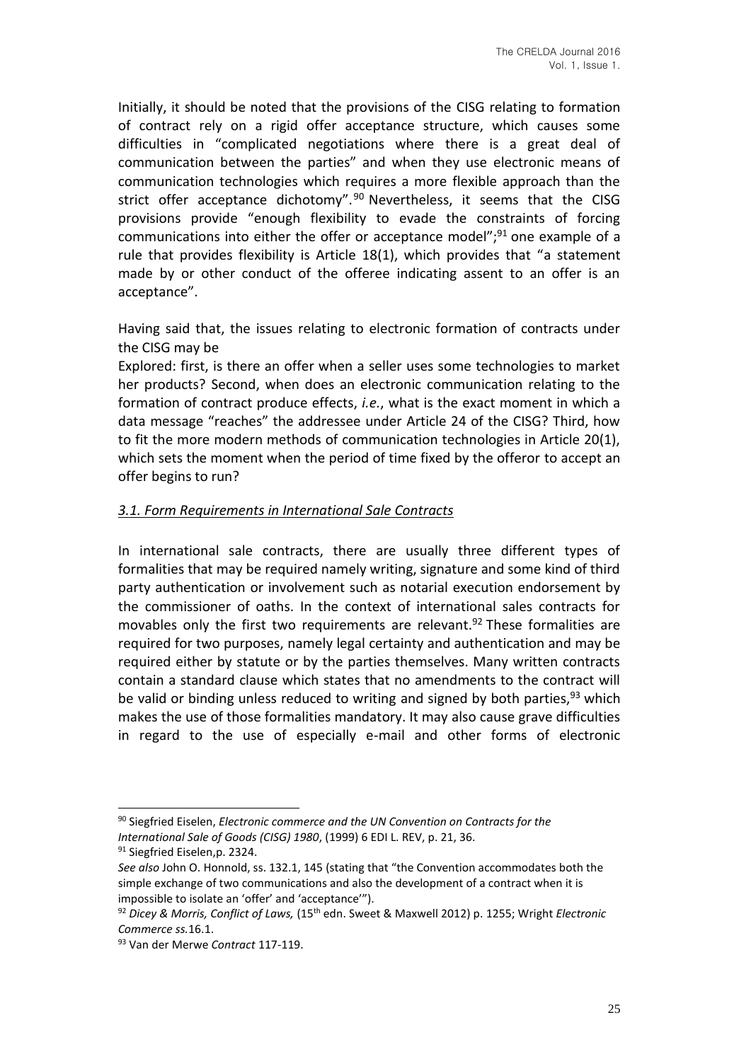Initially, it should be noted that the provisions of the CISG relating to formation of contract rely on a rigid offer acceptance structure, which causes some difficulties in "complicated negotiations where there is a great deal of communication between the parties" and when they use electronic means of communication technologies which requires a more flexible approach than the strict offer acceptance dichotomy".[90] Nevertheless, it seems that the CISG provisions provide "enough flexibility to evade the constraints of forcing communications into either the offer or acceptance model";[91] one example of a rule that provides flexibility is Article 18(1), which provides that "a statement made by or other conduct of the offeree indicating assent to an offer is an acceptance".

Having said that, the issues relating to electronic formation of contracts under the CISG may be
Explored: first, is there an offer when a seller uses some technologies to market her products? Second, when does an electronic communication relating to the formation of contract produce effects, *i.e.*, what is the exact moment in which a data message "reaches" the addressee under Article 24 of the CISG? Third, how to fit the more modern methods of communication technologies in Article 20(1), which sets the moment when the period of time fixed by the offeror to accept an offer begins to run?

### *3.1. Form Requirements in International Sale Contracts*

In international sale contracts, there are usually three different types of formalities that may be required namely writing, signature and some kind of third party authentication or involvement such as notarial execution endorsement by the commissioner of oaths. In the context of international sales contracts for movables only the first two requirements are relevant.[92] These formalities are required for two purposes, namely legal certainty and authentication and may be required either by statute or by the parties themselves. Many written contracts contain a standard clause which states that no amendments to the contract will be valid or binding unless reduced to writing and signed by both parties,[93] which makes the use of those formalities mandatory. It may also cause grave difficulties in regard to the use of especially e-mail and other forms of electronic

---

[90] Siegfried Eiselen, *Electronic commerce and the UN Convention on Contracts for the International Sale of Goods (CISG) 1980*, (1999) 6 EDI L. REV, p. 21, 36.

[91] Siegfried Eiselen,p. 2324.

*See also* John O. Honnold, ss. 132.1, 145 (stating that "the Convention accommodates both the simple exchange of two communications and also the development of a contract when it is impossible to isolate an 'offer' and 'acceptance'").

[92] *Dicey & Morris, Conflict of Laws,* (15th edn. Sweet & Maxwell 2012) p. 1255; Wright *Electronic Commerce ss.*16.1.

[93] Van der Merwe *Contract* 117-119.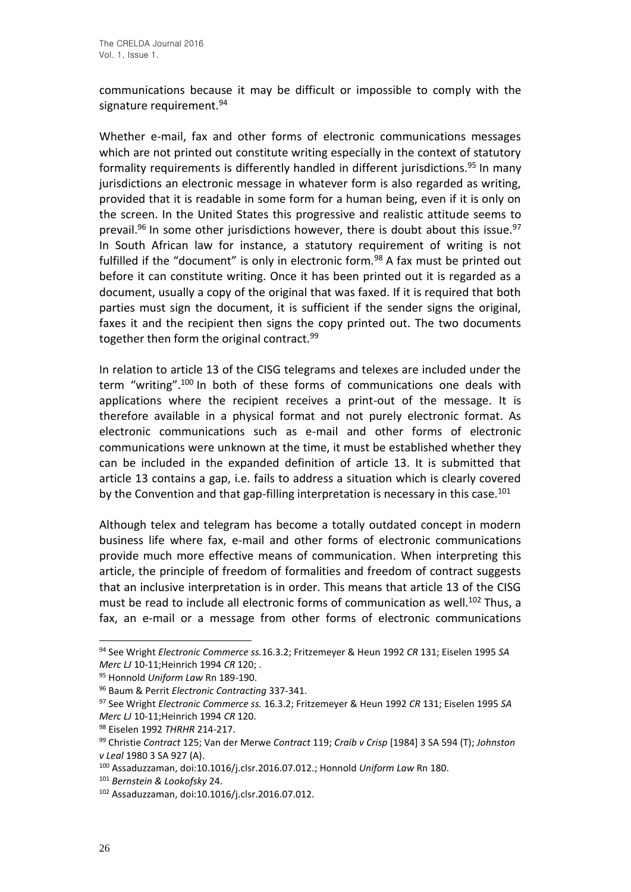communications because it may be difficult or impossible to comply with the signature requirement.[94]

Whether e-mail, fax and other forms of electronic communications messages which are not printed out constitute writing especially in the context of statutory formality requirements is differently handled in different jurisdictions.[95] In many jurisdictions an electronic message in whatever form is also regarded as writing, provided that it is readable in some form for a human being, even if it is only on the screen. In the United States this progressive and realistic attitude seems to prevail.[96] In some other jurisdictions however, there is doubt about this issue.[97] In South African law for instance, a statutory requirement of writing is not fulfilled if the "document" is only in electronic form.[98] A fax must be printed out before it can constitute writing. Once it has been printed out it is regarded as a document, usually a copy of the original that was faxed. If it is required that both parties must sign the document, it is sufficient if the sender signs the original, faxes it and the recipient then signs the copy printed out. The two documents together then form the original contract.[99]

In relation to article 13 of the CISG telegrams and telexes are included under the term "writing".[100] In both of these forms of communications one deals with applications where the recipient receives a print-out of the message. It is therefore available in a physical format and not purely electronic format. As electronic communications such as e-mail and other forms of electronic communications were unknown at the time, it must be established whether they can be included in the expanded definition of article 13. It is submitted that article 13 contains a gap, i.e. fails to address a situation which is clearly covered by the Convention and that gap-filling interpretation is necessary in this case.[101]

Although telex and telegram has become a totally outdated concept in modern business life where fax, e-mail and other forms of electronic communications provide much more effective means of communication. When interpreting this article, the principle of freedom of formalities and freedom of contract suggests that an inclusive interpretation is in order. This means that article 13 of the CISG must be read to include all electronic forms of communication as well.[102] Thus, a fax, an e-mail or a message from other forms of electronic communications

---

[94] See Wright *Electronic Commerce ss.*16.3.2; Fritzemeyer & Heun 1992 *CR* 131; Eiselen 1995 *SA Merc LJ* 10-11;Heinrich 1994 *CR* 120; .

[95] Honnold *Uniform Law* Rn 189-190.

[96] Baum & Perrit *Electronic Contracting* 337-341.

[97] See Wright *Electronic Commerce ss.* 16.3.2; Fritzemeyer & Heun 1992 *CR* 131; Eiselen 1995 *SA Merc LJ* 10-11;Heinrich 1994 *CR* 120.

[98] Eiselen 1992 *THRHR* 214-217.

[99] Christie *Contract* 125; Van der Merwe *Contract* 119; *Craib v Crisp* [1984] 3 SA 594 (T); *Johnston v Leal* 1980 3 SA 927 (A).

[100] Assaduzzaman, doi:10.1016/j.clsr.2016.07.012.; Honnold *Uniform Law* Rn 180.

[101] *Bernstein & Lookofsky* 24.

[102] Assaduzzaman, doi:10.1016/j.clsr.2016.07.012.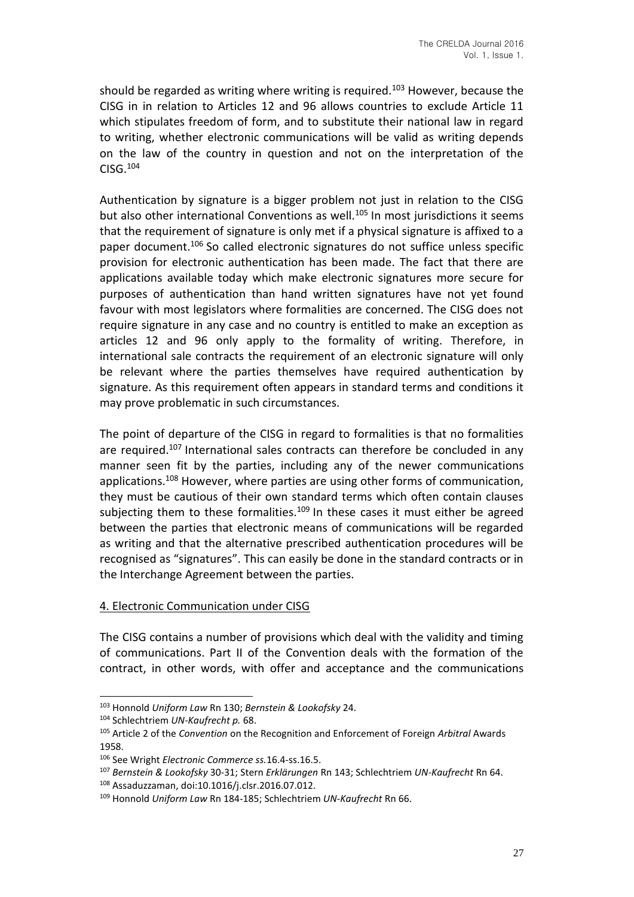should be regarded as writing where writing is required.[103] However, because the CISG in in relation to Articles 12 and 96 allows countries to exclude Article 11 which stipulates freedom of form, and to substitute their national law in regard to writing, whether electronic communications will be valid as writing depends on the law of the country in question and not on the interpretation of the CISG.[104]

Authentication by signature is a bigger problem not just in relation to the CISG but also other international Conventions as well.[105] In most jurisdictions it seems that the requirement of signature is only met if a physical signature is affixed to a paper document.[106] So called electronic signatures do not suffice unless specific provision for electronic authentication has been made. The fact that there are applications available today which make electronic signatures more secure for purposes of authentication than hand written signatures have not yet found favour with most legislators where formalities are concerned. The CISG does not require signature in any case and no country is entitled to make an exception as articles 12 and 96 only apply to the formality of writing. Therefore, in international sale contracts the requirement of an electronic signature will only be relevant where the parties themselves have required authentication by signature. As this requirement often appears in standard terms and conditions it may prove problematic in such circumstances.

The point of departure of the CISG in regard to formalities is that no formalities are required.[107] International sales contracts can therefore be concluded in any manner seen fit by the parties, including any of the newer communications applications.[108] However, where parties are using other forms of communication, they must be cautious of their own standard terms which often contain clauses subjecting them to these formalities.[109] In these cases it must either be agreed between the parties that electronic means of communications will be regarded as writing and that the alternative prescribed authentication procedures will be recognised as "signatures". This can easily be done in the standard contracts or in the Interchange Agreement between the parties.

## 4. Electronic Communication under CISG

The CISG contains a number of provisions which deal with the validity and timing of communications. Part II of the Convention deals with the formation of the contract, in other words, with offer and acceptance and the communications

---

[103] Honnold *Uniform Law* Rn 130; *Bernstein & Lookofsky* 24.

[104] Schlechtriem *UN-Kaufrecht p.* 68.

[105] Article 2 of the *Convention* on the Recognition and Enforcement of Foreign *Arbitral* Awards 1958.

[106] See Wright *Electronic Commerce ss.*16.4-ss.16.5.

[107] *Bernstein & Lookofsky* 30-31; Stern *Erklärungen* Rn 143; Schlechtriem *UN-Kaufrecht* Rn 64.

[108] Assaduzzaman, doi:10.1016/j.clsr.2016.07.012.

[109] Honnold *Uniform Law* Rn 184-185; Schlechtriem *UN-Kaufrecht* Rn 66.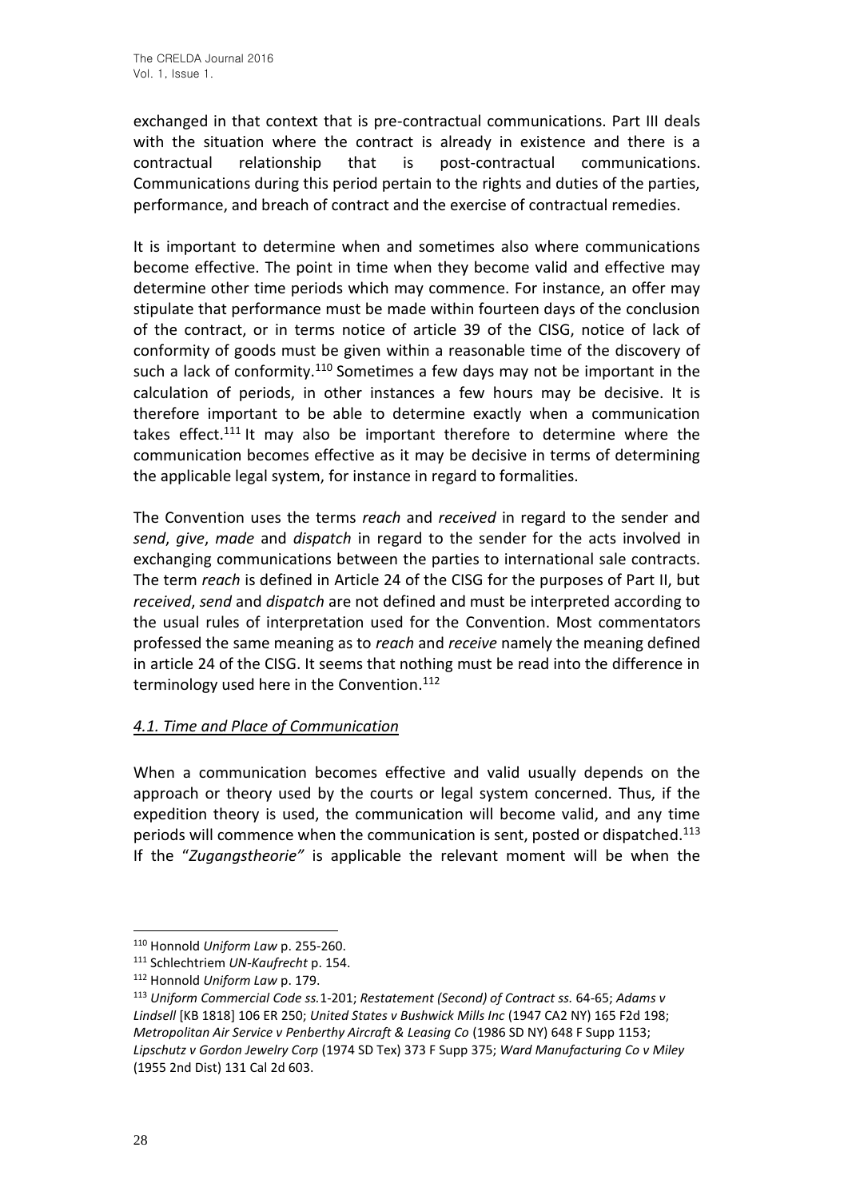exchanged in that context that is pre-contractual communications. Part III deals with the situation where the contract is already in existence and there is a contractual relationship that is post-contractual communications. Communications during this period pertain to the rights and duties of the parties, performance, and breach of contract and the exercise of contractual remedies.

It is important to determine when and sometimes also where communications become effective. The point in time when they become valid and effective may determine other time periods which may commence. For instance, an offer may stipulate that performance must be made within fourteen days of the conclusion of the contract, or in terms notice of article 39 of the CISG, notice of lack of conformity of goods must be given within a reasonable time of the discovery of such a lack of conformity.[110] Sometimes a few days may not be important in the calculation of periods, in other instances a few hours may be decisive. It is therefore important to be able to determine exactly when a communication takes effect.[111] It may also be important therefore to determine where the communication becomes effective as it may be decisive in terms of determining the applicable legal system, for instance in regard to formalities.

The Convention uses the terms *reach* and *received* in regard to the sender and *send*, *give*, *made* and *dispatch* in regard to the sender for the acts involved in exchanging communications between the parties to international sale contracts. The term *reach* is defined in Article 24 of the CISG for the purposes of Part II, but *received*, *send* and *dispatch* are not defined and must be interpreted according to the usual rules of interpretation used for the Convention. Most commentators professed the same meaning as to *reach* and *receive* namely the meaning defined in article 24 of the CISG. It seems that nothing must be read into the difference in terminology used here in the Convention.[112]

### *4.1. Time and Place of Communication*

When a communication becomes effective and valid usually depends on the approach or theory used by the courts or legal system concerned. Thus, if the expedition theory is used, the communication will become valid, and any time periods will commence when the communication is sent, posted or dispatched.[113] If the "*Zugangstheorie"* is applicable the relevant moment will be when the

---

[110] Honnold *Uniform Law* p. 255-260.

[111] Schlechtriem *UN-Kaufrecht* p. 154.

[112] Honnold *Uniform Law* p. 179.

[113] *Uniform Commercial Code ss.*1-201; *Restatement (Second) of Contract ss.* 64-65; *Adams v Lindsell* [KB 1818] 106 ER 250; *United States v Bushwick Mills Inc* (1947 CA2 NY) 165 F2d 198; *Metropolitan Air Service v Penberthy Aircraft & Leasing Co* (1986 SD NY) 648 F Supp 1153; *Lipschutz v Gordon Jewelry Corp* (1974 SD Tex) 373 F Supp 375; *Ward Manufacturing Co v Miley* (1955 2nd Dist) 131 Cal 2d 603.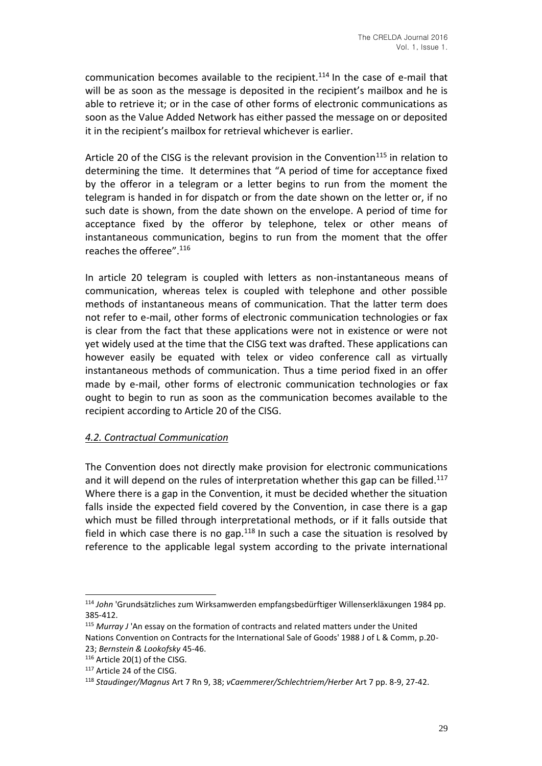communication becomes available to the recipient.[114] In the case of e-mail that will be as soon as the message is deposited in the recipient's mailbox and he is able to retrieve it; or in the case of other forms of electronic communications as soon as the Value Added Network has either passed the message on or deposited it in the recipient's mailbox for retrieval whichever is earlier.

Article 20 of the CISG is the relevant provision in the Convention[115] in relation to determining the time. It determines that "A period of time for acceptance fixed by the offeror in a telegram or a letter begins to run from the moment the telegram is handed in for dispatch or from the date shown on the letter or, if no such date is shown, from the date shown on the envelope. A period of time for acceptance fixed by the offeror by telephone, telex or other means of instantaneous communication, begins to run from the moment that the offer reaches the offeree".[116]

In article 20 telegram is coupled with letters as non-instantaneous means of communication, whereas telex is coupled with telephone and other possible methods of instantaneous means of communication. That the latter term does not refer to e-mail, other forms of electronic communication technologies or fax is clear from the fact that these applications were not in existence or were not yet widely used at the time that the CISG text was drafted. These applications can however easily be equated with telex or video conference call as virtually instantaneous methods of communication. Thus a time period fixed in an offer made by e-mail, other forms of electronic communication technologies or fax ought to begin to run as soon as the communication becomes available to the recipient according to Article 20 of the CISG.

### *4.2. Contractual Communication*

The Convention does not directly make provision for electronic communications and it will depend on the rules of interpretation whether this gap can be filled.[117] Where there is a gap in the Convention, it must be decided whether the situation falls inside the expected field covered by the Convention, in case there is a gap which must be filled through interpretational methods, or if it falls outside that field in which case there is no gap.[118] In such a case the situation is resolved by reference to the applicable legal system according to the private international

---

[114] *John* 'Grundsätzliches zum Wirksamwerden empfangsbedürftiger Willenserkläxungen 1984 pp. 385-412.

[115] *Murray J* 'An essay on the formation of contracts and related matters under the United Nations Convention on Contracts for the International Sale of Goods' 1988 J of L & Comm, p.20-23; *Bernstein & Lookofsky* 45-46.

[116] Article 20(1) of the CISG.

[117] Article 24 of the CISG.

[118] *Staudinger/Magnus* Art 7 Rn 9, 38; *vCaemmerer/Schlechtriem/Herber* Art 7 pp. 8-9, 27-42.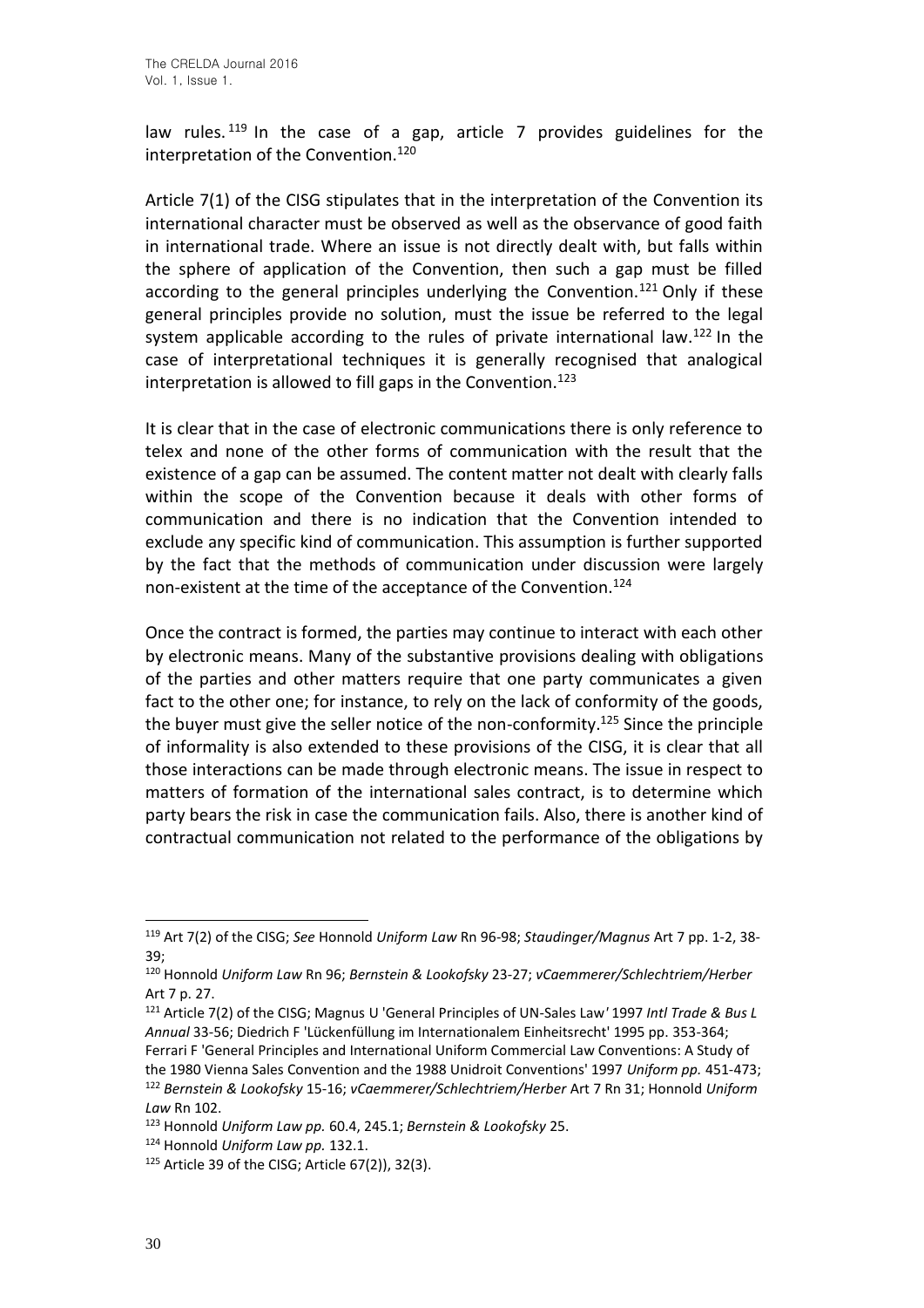law rules.[119] In the case of a gap, article 7 provides guidelines for the interpretation of the Convention.[120]

Article 7(1) of the CISG stipulates that in the interpretation of the Convention its international character must be observed as well as the observance of good faith in international trade. Where an issue is not directly dealt with, but falls within the sphere of application of the Convention, then such a gap must be filled according to the general principles underlying the Convention.[121] Only if these general principles provide no solution, must the issue be referred to the legal system applicable according to the rules of private international law.[122] In the case of interpretational techniques it is generally recognised that analogical interpretation is allowed to fill gaps in the Convention.[123]

It is clear that in the case of electronic communications there is only reference to telex and none of the other forms of communication with the result that the existence of a gap can be assumed. The content matter not dealt with clearly falls within the scope of the Convention because it deals with other forms of communication and there is no indication that the Convention intended to exclude any specific kind of communication. This assumption is further supported by the fact that the methods of communication under discussion were largely non-existent at the time of the acceptance of the Convention.[124]

Once the contract is formed, the parties may continue to interact with each other by electronic means. Many of the substantive provisions dealing with obligations of the parties and other matters require that one party communicates a given fact to the other one; for instance, to rely on the lack of conformity of the goods, the buyer must give the seller notice of the non-conformity.[125] Since the principle of informality is also extended to these provisions of the CISG, it is clear that all those interactions can be made through electronic means. The issue in respect to matters of formation of the international sales contract, is to determine which party bears the risk in case the communication fails. Also, there is another kind of contractual communication not related to the performance of the obligations by

---

[119] Art 7(2) of the CISG; *See* Honnold *Uniform Law* Rn 96-98; *Staudinger/Magnus* Art 7 pp. 1-2, 38-39;

[120] Honnold *Uniform Law* Rn 96; *Bernstein & Lookofsky* 23-27; *vCaemmerer/Schlechtriem/Herber* Art 7 p. 27.

[121] Article 7(2) of the CISG; Magnus U 'General Principles of UN-Sales Law' 1997 *Intl Trade & Bus L Annual* 33-56; Diedrich F 'Lückenfüllung im Internationalem Einheitsrecht' 1995 pp. 353-364; Ferrari F 'General Principles and International Uniform Commercial Law Conventions: A Study of the 1980 Vienna Sales Convention and the 1988 Unidroit Conventions' 1997 *Uniform pp.* 451-473;

[122] *Bernstein & Lookofsky* 15-16; *vCaemmerer/Schlechtriem/Herber* Art 7 Rn 31; Honnold *Uniform Law* Rn 102.

[123] Honnold *Uniform Law pp.* 60.4, 245.1; *Bernstein & Lookofsky* 25.

[124] Honnold *Uniform Law pp.* 132.1.

[125] Article 39 of the CISG; Article 67(2)), 32(3).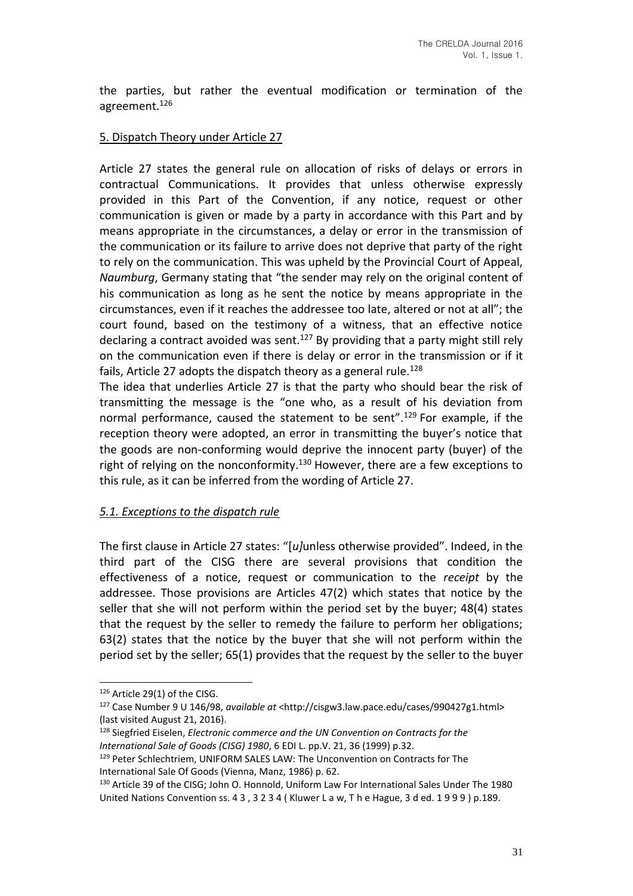the parties, but rather the eventual modification or termination of the agreement.[126]

## 5. Dispatch Theory under Article 27

Article 27 states the general rule on allocation of risks of delays or errors in contractual Communications. It provides that unless otherwise expressly provided in this Part of the Convention, if any notice, request or other communication is given or made by a party in accordance with this Part and by means appropriate in the circumstances, a delay or error in the transmission of the communication or its failure to arrive does not deprive that party of the right to rely on the communication. This was upheld by the Provincial Court of Appeal, *Naumburg*, Germany stating that "the sender may rely on the original content of his communication as long as he sent the notice by means appropriate in the circumstances, even if it reaches the addressee too late, altered or not at all"; the court found, based on the testimony of a witness, that an effective notice declaring a contract avoided was sent.[127] By providing that a party might still rely on the communication even if there is delay or error in the transmission or if it fails, Article 27 adopts the dispatch theory as a general rule.[128]

The idea that underlies Article 27 is that the party who should bear the risk of transmitting the message is the "one who, as a result of his deviation from normal performance, caused the statement to be sent".[129] For example, if the reception theory were adopted, an error in transmitting the buyer's notice that the goods are non-conforming would deprive the innocent party (buyer) of the right of relying on the nonconformity.[130] However, there are a few exceptions to this rule, as it can be inferred from the wording of Article 27.

### *5.1. Exceptions to the dispatch rule*

The first clause in Article 27 states: "[*u]*unless otherwise provided". Indeed, in the third part of the CISG there are several provisions that condition the effectiveness of a notice, request or communication to the *receipt* by the addressee. Those provisions are Articles 47(2) which states that notice by the seller that she will not perform within the period set by the buyer; 48(4) states that the request by the seller to remedy the failure to perform her obligations; 63(2) states that the notice by the buyer that she will not perform within the period set by the seller; 65(1) provides that the request by the seller to the buyer

---

[126] Article 29(1) of the CISG.

[127] Case Number 9 U 146/98, *available at* <http://cisgw3.law.pace.edu/cases/990427g1.html> (last visited August 21, 2016).

[128] Siegfried Eiselen, *Electronic commerce and the UN Convention on Contracts for the International Sale of Goods (CISG) 1980*, 6 EDI L. pp.V. 21, 36 (1999) p.32.

[129] Peter Schlechtriem, UNIFORM SALES LAW: The Unconvention on Contracts for The International Sale Of Goods (Vienna, Manz, 1986) p. 62.

[130] Article 39 of the CISG; John O. Honnold, Uniform Law For International Sales Under The 1980 United Nations Convention ss. 4 3 , 3 2 3 4 ( Kluwer L a w, T h e Hague, 3 d ed. 1 9 9 9 ) p.189.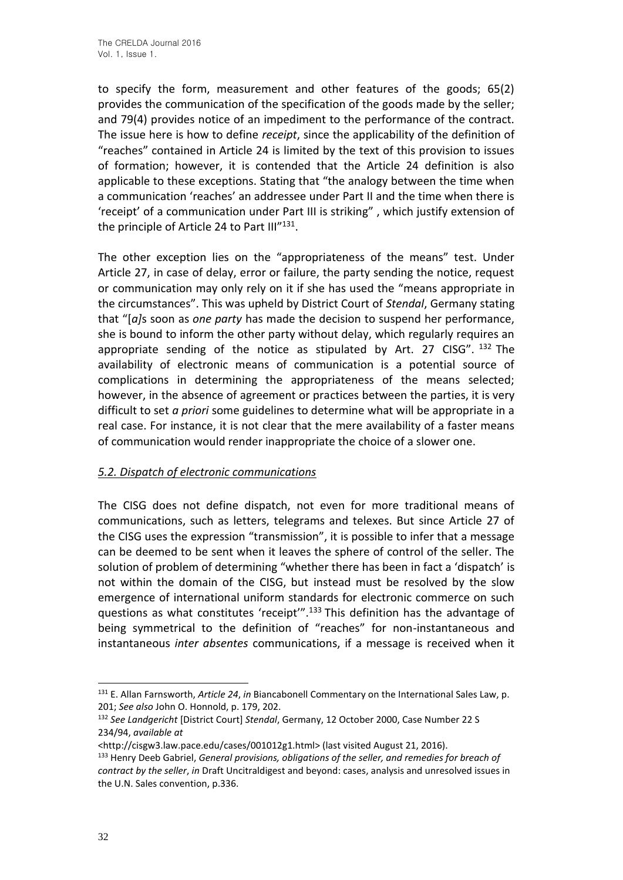to specify the form, measurement and other features of the goods; 65(2) provides the communication of the specification of the goods made by the seller; and 79(4) provides notice of an impediment to the performance of the contract. The issue here is how to define *receipt*, since the applicability of the definition of "reaches" contained in Article 24 is limited by the text of this provision to issues of formation; however, it is contended that the Article 24 definition is also applicable to these exceptions. Stating that "the analogy between the time when a communication 'reaches' an addressee under Part II and the time when there is 'receipt' of a communication under Part III is striking" , which justify extension of the principle of Article 24 to Part III"[131].

The other exception lies on the "appropriateness of the means" test. Under Article 27, in case of delay, error or failure, the party sending the notice, request or communication may only rely on it if she has used the "means appropriate in the circumstances". This was upheld by District Court of *Stendal*, Germany stating that "[*a]*s soon as *one party* has made the decision to suspend her performance, she is bound to inform the other party without delay, which regularly requires an appropriate sending of the notice as stipulated by Art. 27 CISG". [132] The availability of electronic means of communication is a potential source of complications in determining the appropriateness of the means selected; however, in the absence of agreement or practices between the parties, it is very difficult to set *a priori* some guidelines to determine what will be appropriate in a real case. For instance, it is not clear that the mere availability of a faster means of communication would render inappropriate the choice of a slower one.

## *5.2. Dispatch of electronic communications*

The CISG does not define dispatch, not even for more traditional means of communications, such as letters, telegrams and telexes. But since Article 27 of the CISG uses the expression "transmission", it is possible to infer that a message can be deemed to be sent when it leaves the sphere of control of the seller. The solution of problem of determining "whether there has been in fact a 'dispatch' is not within the domain of the CISG, but instead must be resolved by the slow emergence of international uniform standards for electronic commerce on such questions as what constitutes 'receipt'".[133] This definition has the advantage of being symmetrical to the definition of "reaches" for non-instantaneous and instantaneous *inter absentes* communications, if a message is received when it

---

[131] E. Allan Farnsworth, *Article 24*, *in* Biancabonell Commentary on the International Sales Law, p. 201; *See also* John O. Honnold, p. 179, 202.

[132] *See Landgericht* [District Court] *Stendal*, Germany, 12 October 2000, Case Number 22 S 234/94, *available at* <http://cisgw3.law.pace.edu/cases/001012g1.html> (last visited August 21, 2016).

[133] Henry Deeb Gabriel, *General provisions, obligations of the seller, and remedies for breach of contract by the seller*, *in* Draft Uncitraldigest and beyond: cases, analysis and unresolved issues in the U.N. Sales convention, p.336.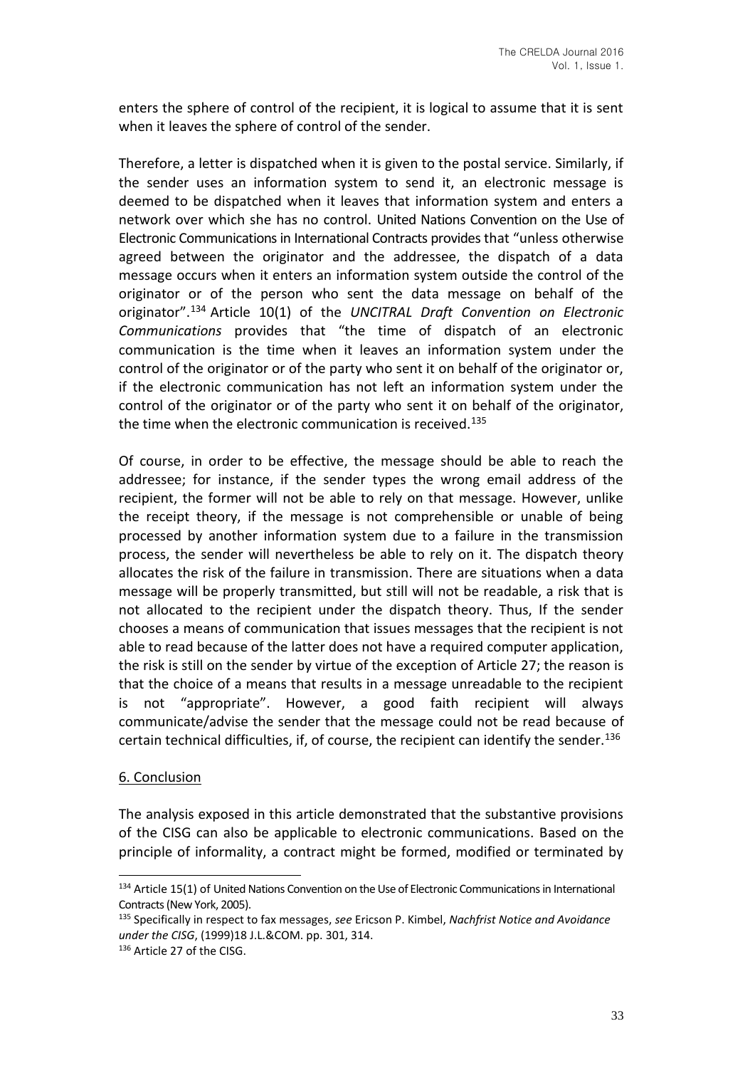enters the sphere of control of the recipient, it is logical to assume that it is sent when it leaves the sphere of control of the sender.

Therefore, a letter is dispatched when it is given to the postal service. Similarly, if the sender uses an information system to send it, an electronic message is deemed to be dispatched when it leaves that information system and enters a network over which she has no control. United Nations Convention on the Use of Electronic Communications in International Contracts provides that "unless otherwise agreed between the originator and the addressee, the dispatch of a data message occurs when it enters an information system outside the control of the originator or of the person who sent the data message on behalf of the originator".[134] Article 10(1) of the *UNCITRAL Draft Convention on Electronic Communications* provides that "the time of dispatch of an electronic communication is the time when it leaves an information system under the control of the originator or of the party who sent it on behalf of the originator or, if the electronic communication has not left an information system under the control of the originator or of the party who sent it on behalf of the originator, the time when the electronic communication is received.[135]

Of course, in order to be effective, the message should be able to reach the addressee; for instance, if the sender types the wrong email address of the recipient, the former will not be able to rely on that message. However, unlike the receipt theory, if the message is not comprehensible or unable of being processed by another information system due to a failure in the transmission process, the sender will nevertheless be able to rely on it. The dispatch theory allocates the risk of the failure in transmission. There are situations when a data message will be properly transmitted, but still will not be readable, a risk that is not allocated to the recipient under the dispatch theory. Thus, If the sender chooses a means of communication that issues messages that the recipient is not able to read because of the latter does not have a required computer application, the risk is still on the sender by virtue of the exception of Article 27; the reason is that the choice of a means that results in a message unreadable to the recipient is not "appropriate". However, a good faith recipient will always communicate/advise the sender that the message could not be read because of certain technical difficulties, if, of course, the recipient can identify the sender.[136]

## 6. Conclusion

The analysis exposed in this article demonstrated that the substantive provisions of the CISG can also be applicable to electronic communications. Based on the principle of informality, a contract might be formed, modified or terminated by

---

[134] Article 15(1) of United Nations Convention on the Use of Electronic Communications in International Contracts (New York, 2005).

[135] Specifically in respect to fax messages, *see* Ericson P. Kimbel, *Nachfrist Notice and Avoidance under the CISG*, (1999)18 J.L.&COM. pp. 301, 314.

[136] Article 27 of the CISG.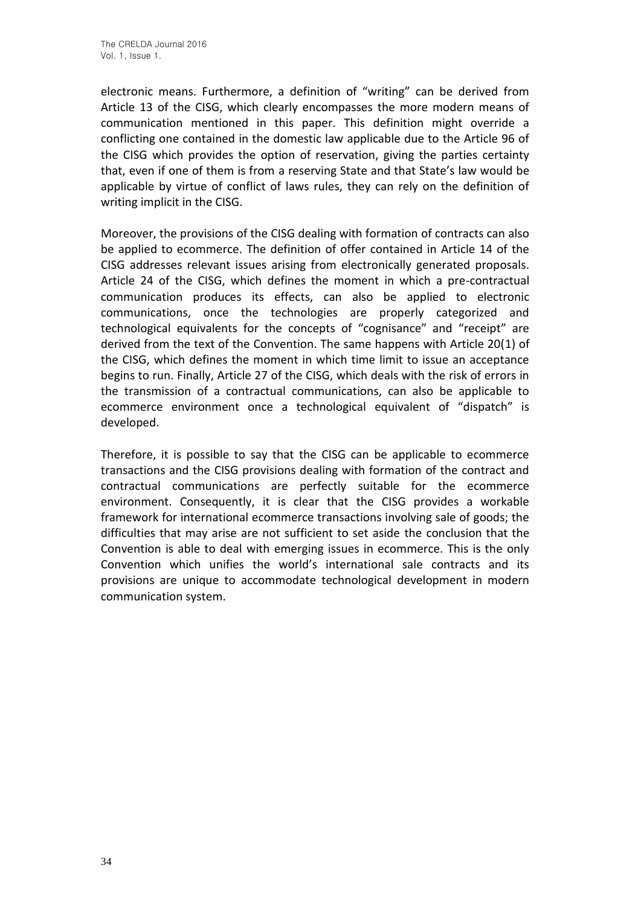electronic means. Furthermore, a definition of "writing" can be derived from Article 13 of the CISG, which clearly encompasses the more modern means of communication mentioned in this paper. This definition might override a conflicting one contained in the domestic law applicable due to the Article 96 of the CISG which provides the option of reservation, giving the parties certainty that, even if one of them is from a reserving State and that State's law would be applicable by virtue of conflict of laws rules, they can rely on the definition of writing implicit in the CISG.

Moreover, the provisions of the CISG dealing with formation of contracts can also be applied to ecommerce. The definition of offer contained in Article 14 of the CISG addresses relevant issues arising from electronically generated proposals. Article 24 of the CISG, which defines the moment in which a pre-contractual communication produces its effects, can also be applied to electronic communications, once the technologies are properly categorized and technological equivalents for the concepts of "cognisance" and "receipt" are derived from the text of the Convention. The same happens with Article 20(1) of the CISG, which defines the moment in which time limit to issue an acceptance begins to run. Finally, Article 27 of the CISG, which deals with the risk of errors in the transmission of a contractual communications, can also be applicable to ecommerce environment once a technological equivalent of "dispatch" is developed.

Therefore, it is possible to say that the CISG can be applicable to ecommerce transactions and the CISG provisions dealing with formation of the contract and contractual communications are perfectly suitable for the ecommerce environment. Consequently, it is clear that the CISG provides a workable framework for international ecommerce transactions involving sale of goods; the difficulties that may arise are not sufficient to set aside the conclusion that the Convention is able to deal with emerging issues in ecommerce. This is the only Convention which unifies the world's international sale contracts and its provisions are unique to accommodate technological development in modern communication system.